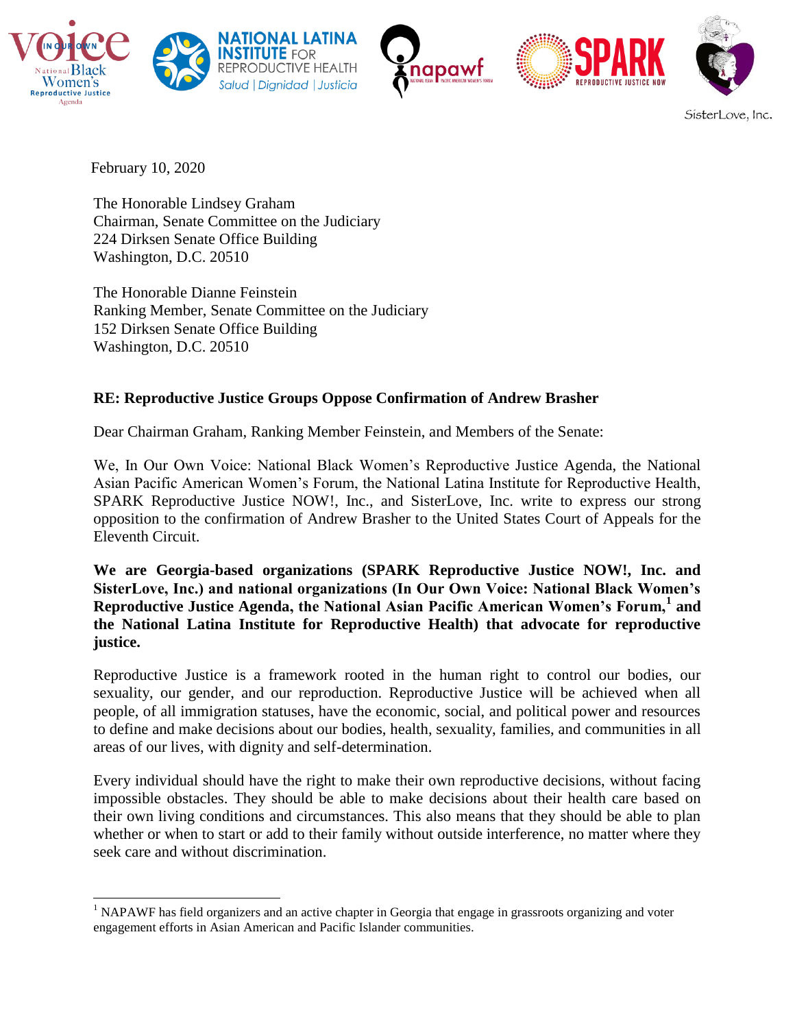February 10, 2020

The Honorable Lindsey Graham
Chairman, Senate Committee on the Judiciary
224 Dirksen Senate Office Building
Washington, D.C. 20510

The Honorable Dianne Feinstein
Ranking Member, Senate Committee on the Judiciary
152 Dirksen Senate Office Building
Washington, D.C. 20510

**RE: Reproductive Justice Groups Oppose Confirmation of Andrew Brasher**

Dear Chairman Graham, Ranking Member Feinstein, and Members of the Senate:

We, In Our Own Voice: National Black Women's Reproductive Justice Agenda, the National Asian Pacific American Women's Forum, the National Latina Institute for Reproductive Health, SPARK Reproductive Justice NOW!, Inc., and SisterLove, Inc. write to express our strong opposition to the confirmation of Andrew Brasher to the United States Court of Appeals for the Eleventh Circuit.

**We are Georgia-based organizations (SPARK Reproductive Justice NOW!, Inc. and SisterLove, Inc.) and national organizations (In Our Own Voice: National Black Women's Reproductive Justice Agenda, the National Asian Pacific American Women's Forum,[1] and the National Latina Institute for Reproductive Health) that advocate for reproductive justice.**

Reproductive Justice is a framework rooted in the human right to control our bodies, our sexuality, our gender, and our reproduction. Reproductive Justice will be achieved when all people, of all immigration statuses, have the economic, social, and political power and resources to define and make decisions about our bodies, health, sexuality, families, and communities in all areas of our lives, with dignity and self-determination.

Every individual should have the right to make their own reproductive decisions, without facing impossible obstacles. They should be able to make decisions about their health care based on their own living conditions and circumstances. This also means that they should be able to plan whether or when to start or add to their family without outside interference, no matter where they seek care and without discrimination.

[1] NAPAWF has field organizers and an active chapter in Georgia that engage in grassroots organizing and voter engagement efforts in Asian American and Pacific Islander communities.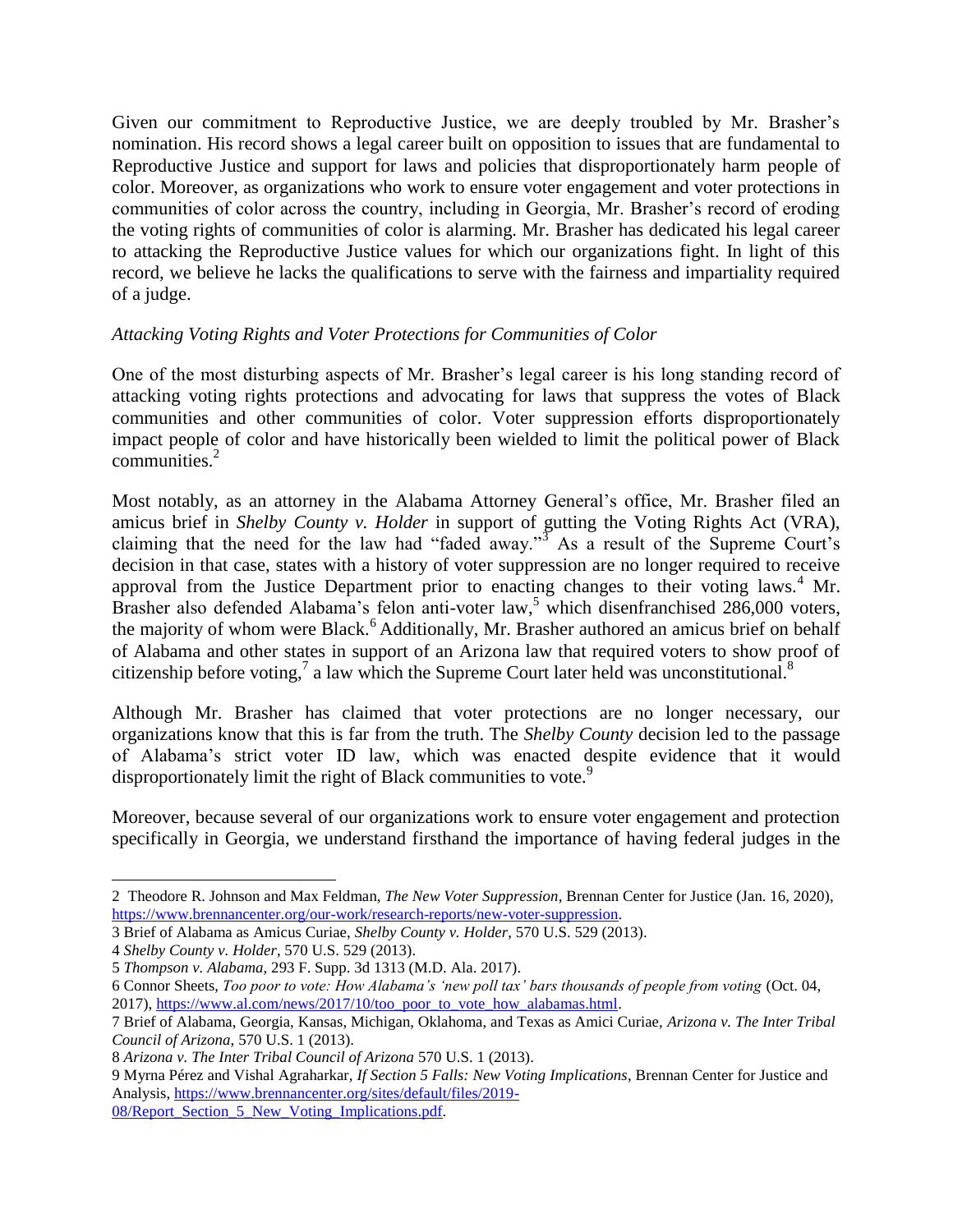Given our commitment to Reproductive Justice, we are deeply troubled by Mr. Brasher's nomination. His record shows a legal career built on opposition to issues that are fundamental to Reproductive Justice and support for laws and policies that disproportionately harm people of color. Moreover, as organizations who work to ensure voter engagement and voter protections in communities of color across the country, including in Georgia, Mr. Brasher's record of eroding the voting rights of communities of color is alarming. Mr. Brasher has dedicated his legal career to attacking the Reproductive Justice values for which our organizations fight. In light of this record, we believe he lacks the qualifications to serve with the fairness and impartiality required of a judge.

*Attacking Voting Rights and Voter Protections for Communities of Color*

One of the most disturbing aspects of Mr. Brasher's legal career is his long standing record of attacking voting rights protections and advocating for laws that suppress the votes of Black communities and other communities of color. Voter suppression efforts disproportionately impact people of color and have historically been wielded to limit the political power of Black communities.[2]

Most notably, as an attorney in the Alabama Attorney General's office, Mr. Brasher filed an amicus brief in *Shelby County v. Holder* in support of gutting the Voting Rights Act (VRA), claiming that the need for the law had "faded away."[3] As a result of the Supreme Court's decision in that case, states with a history of voter suppression are no longer required to receive approval from the Justice Department prior to enacting changes to their voting laws.[4] Mr. Brasher also defended Alabama's felon anti-voter law,[5] which disenfranchised 286,000 voters, the majority of whom were Black.[6] Additionally, Mr. Brasher authored an amicus brief on behalf of Alabama and other states in support of an Arizona law that required voters to show proof of citizenship before voting,[7] a law which the Supreme Court later held was unconstitutional.[8]

Although Mr. Brasher has claimed that voter protections are no longer necessary, our organizations know that this is far from the truth. The *Shelby County* decision led to the passage of Alabama's strict voter ID law, which was enacted despite evidence that it would disproportionately limit the right of Black communities to vote.[9]

Moreover, because several of our organizations work to ensure voter engagement and protection specifically in Georgia, we understand firsthand the importance of having federal judges in the

---

2 Theodore R. Johnson and Max Feldman, *The New Voter Suppression*, Brennan Center for Justice (Jan. 16, 2020), https://www.brennancenter.org/our-work/research-reports/new-voter-suppression.

3 Brief of Alabama as Amicus Curiae, *Shelby County v. Holder*, 570 U.S. 529 (2013).

4 *Shelby County v. Holder*, 570 U.S. 529 (2013).

5 *Thompson v. Alabama*, 293 F. Supp. 3d 1313 (M.D. Ala. 2017).

6 Connor Sheets, *Too poor to vote: How Alabama's 'new poll tax' bars thousands of people from voting* (Oct. 04, 2017), https://www.al.com/news/2017/10/too_poor_to_vote_how_alabamas.html.

7 Brief of Alabama, Georgia, Kansas, Michigan, Oklahoma, and Texas as Amici Curiae, *Arizona v. The Inter Tribal Council of Arizona*, 570 U.S. 1 (2013).

8 *Arizona v. The Inter Tribal Council of Arizona* 570 U.S. 1 (2013).

9 Myrna Pérez and Vishal Agraharkar, *If Section 5 Falls: New Voting Implications*, Brennan Center for Justice and Analysis, https://www.brennancenter.org/sites/default/files/2019-08/Report_Section_5_New_Voting_Implications.pdf.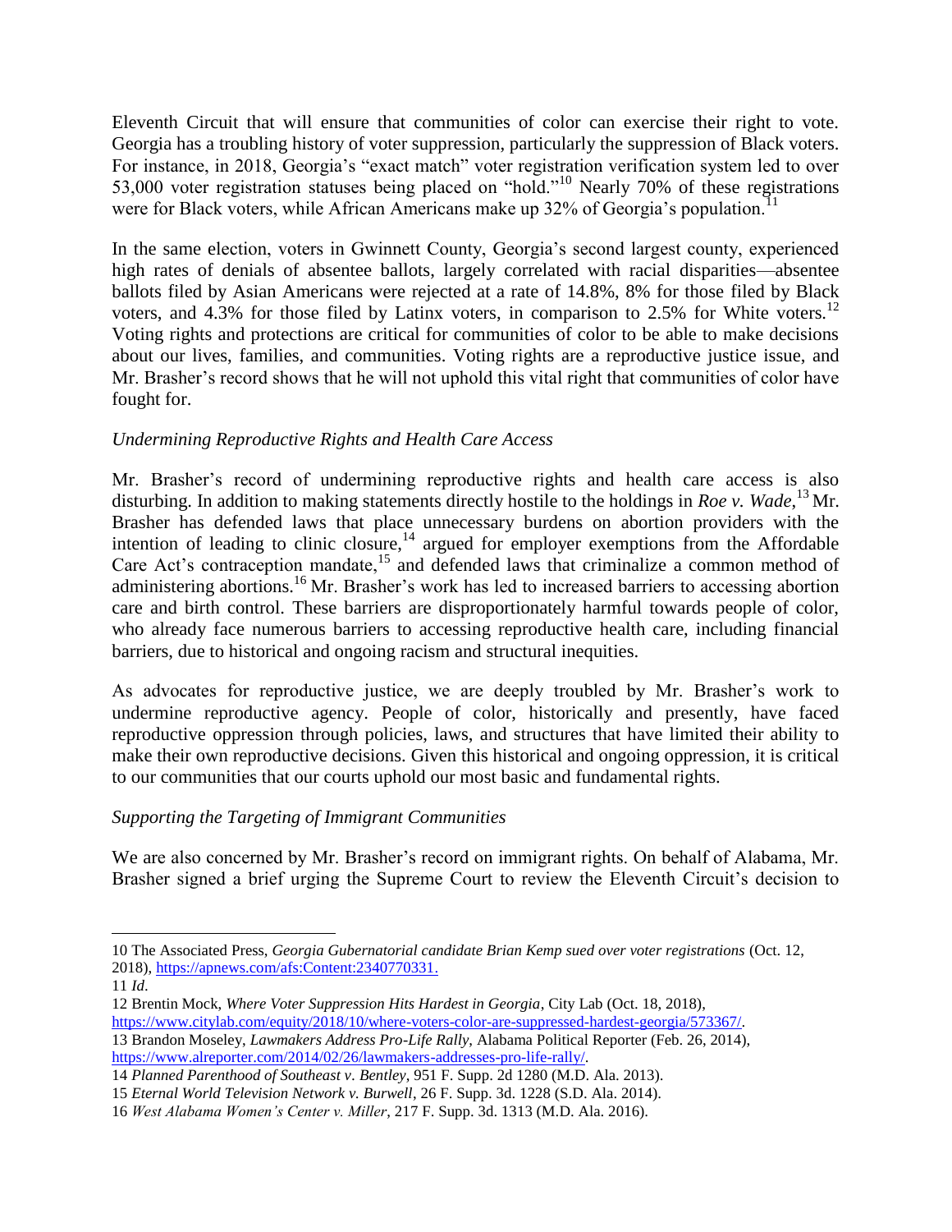Eleventh Circuit that will ensure that communities of color can exercise their right to vote. Georgia has a troubling history of voter suppression, particularly the suppression of Black voters. For instance, in 2018, Georgia's "exact match" voter registration verification system led to over 53,000 voter registration statuses being placed on "hold."[10] Nearly 70% of these registrations were for Black voters, while African Americans make up 32% of Georgia's population.[11]

In the same election, voters in Gwinnett County, Georgia's second largest county, experienced high rates of denials of absentee ballots, largely correlated with racial disparities—absentee ballots filed by Asian Americans were rejected at a rate of 14.8%, 8% for those filed by Black voters, and 4.3% for those filed by Latinx voters, in comparison to 2.5% for White voters.[12] Voting rights and protections are critical for communities of color to be able to make decisions about our lives, families, and communities. Voting rights are a reproductive justice issue, and Mr. Brasher's record shows that he will not uphold this vital right that communities of color have fought for.

*Undermining Reproductive Rights and Health Care Access*

Mr. Brasher's record of undermining reproductive rights and health care access is also disturbing. In addition to making statements directly hostile to the holdings in *Roe v. Wade*,[13] Mr. Brasher has defended laws that place unnecessary burdens on abortion providers with the intention of leading to clinic closure,[14] argued for employer exemptions from the Affordable Care Act's contraception mandate,[15] and defended laws that criminalize a common method of administering abortions.[16] Mr. Brasher's work has led to increased barriers to accessing abortion care and birth control. These barriers are disproportionately harmful towards people of color, who already face numerous barriers to accessing reproductive health care, including financial barriers, due to historical and ongoing racism and structural inequities.

As advocates for reproductive justice, we are deeply troubled by Mr. Brasher's work to undermine reproductive agency. People of color, historically and presently, have faced reproductive oppression through policies, laws, and structures that have limited their ability to make their own reproductive decisions. Given this historical and ongoing oppression, it is critical to our communities that our courts uphold our most basic and fundamental rights.

*Supporting the Targeting of Immigrant Communities*

We are also concerned by Mr. Brasher's record on immigrant rights. On behalf of Alabama, Mr. Brasher signed a brief urging the Supreme Court to review the Eleventh Circuit's decision to

---

10 The Associated Press, *Georgia Gubernatorial candidate Brian Kemp sued over voter registrations* (Oct. 12, 2018), https://apnews.com/afs:Content:2340770331.

11 *Id*.

12 Brentin Mock, *Where Voter Suppression Hits Hardest in Georgia*, City Lab (Oct. 18, 2018), https://www.citylab.com/equity/2018/10/where-voters-color-are-suppressed-hardest-georgia/573367/.

13 Brandon Moseley, *Lawmakers Address Pro-Life Rally*, Alabama Political Reporter (Feb. 26, 2014), https://www.alreporter.com/2014/02/26/lawmakers-addresses-pro-life-rally/.

14 *Planned Parenthood of Southeast v. Bentley*, 951 F. Supp. 2d 1280 (M.D. Ala. 2013).

15 *Eternal World Television Network v. Burwell*, 26 F. Supp. 3d. 1228 (S.D. Ala. 2014).

16 *West Alabama Women's Center v. Miller*, 217 F. Supp. 3d. 1313 (M.D. Ala. 2016).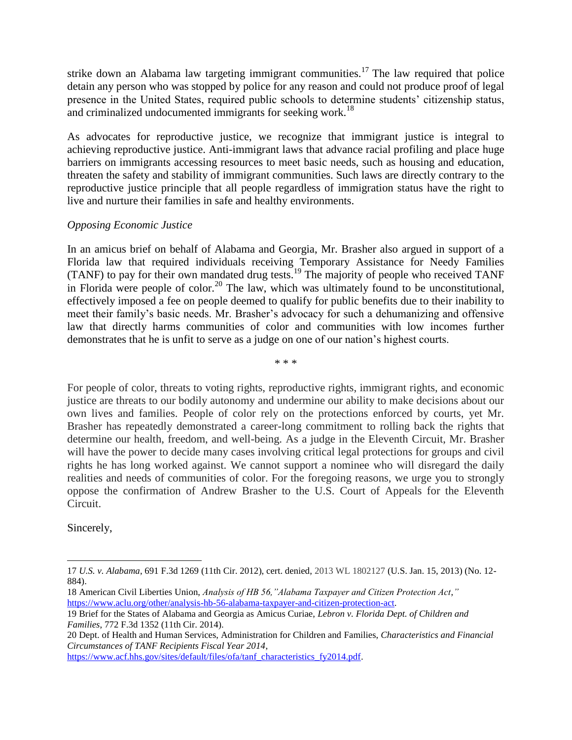strike down an Alabama law targeting immigrant communities.[17] The law required that police detain any person who was stopped by police for any reason and could not produce proof of legal presence in the United States, required public schools to determine students' citizenship status, and criminalized undocumented immigrants for seeking work.[18]

As advocates for reproductive justice, we recognize that immigrant justice is integral to achieving reproductive justice. Anti-immigrant laws that advance racial profiling and place huge barriers on immigrants accessing resources to meet basic needs, such as housing and education, threaten the safety and stability of immigrant communities. Such laws are directly contrary to the reproductive justice principle that all people regardless of immigration status have the right to live and nurture their families in safe and healthy environments.

*Opposing Economic Justice*

In an amicus brief on behalf of Alabama and Georgia, Mr. Brasher also argued in support of a Florida law that required individuals receiving Temporary Assistance for Needy Families (TANF) to pay for their own mandated drug tests.[19] The majority of people who received TANF in Florida were people of color.[20] The law, which was ultimately found to be unconstitutional, effectively imposed a fee on people deemed to qualify for public benefits due to their inability to meet their family's basic needs. Mr. Brasher's advocacy for such a dehumanizing and offensive law that directly harms communities of color and communities with low incomes further demonstrates that he is unfit to serve as a judge on one of our nation's highest courts.

\* \* \*

For people of color, threats to voting rights, reproductive rights, immigrant rights, and economic justice are threats to our bodily autonomy and undermine our ability to make decisions about our own lives and families. People of color rely on the protections enforced by courts, yet Mr. Brasher has repeatedly demonstrated a career-long commitment to rolling back the rights that determine our health, freedom, and well-being. As a judge in the Eleventh Circuit, Mr. Brasher will have the power to decide many cases involving critical legal protections for groups and civil rights he has long worked against. We cannot support a nominee who will disregard the daily realities and needs of communities of color. For the foregoing reasons, we urge you to strongly oppose the confirmation of Andrew Brasher to the U.S. Court of Appeals for the Eleventh Circuit.

Sincerely,

---

17 *U.S. v. Alabama*, 691 F.3d 1269 (11th Cir. 2012), cert. denied, 2013 WL 1802127 (U.S. Jan. 15, 2013) (No. 12-884).

18 American Civil Liberties Union, *Analysis of HB 56,"Alabama Taxpayer and Citizen Protection Act,"* https://www.aclu.org/other/analysis-hb-56-alabama-taxpayer-and-citizen-protection-act.

19 Brief for the States of Alabama and Georgia as Amicus Curiae, *Lebron v. Florida Dept. of Children and Families*, 772 F.3d 1352 (11th Cir. 2014).

20 Dept. of Health and Human Services, Administration for Children and Families, *Characteristics and Financial Circumstances of TANF Recipients Fiscal Year 2014*, https://www.acf.hhs.gov/sites/default/files/ofa/tanf_characteristics_fy2014.pdf.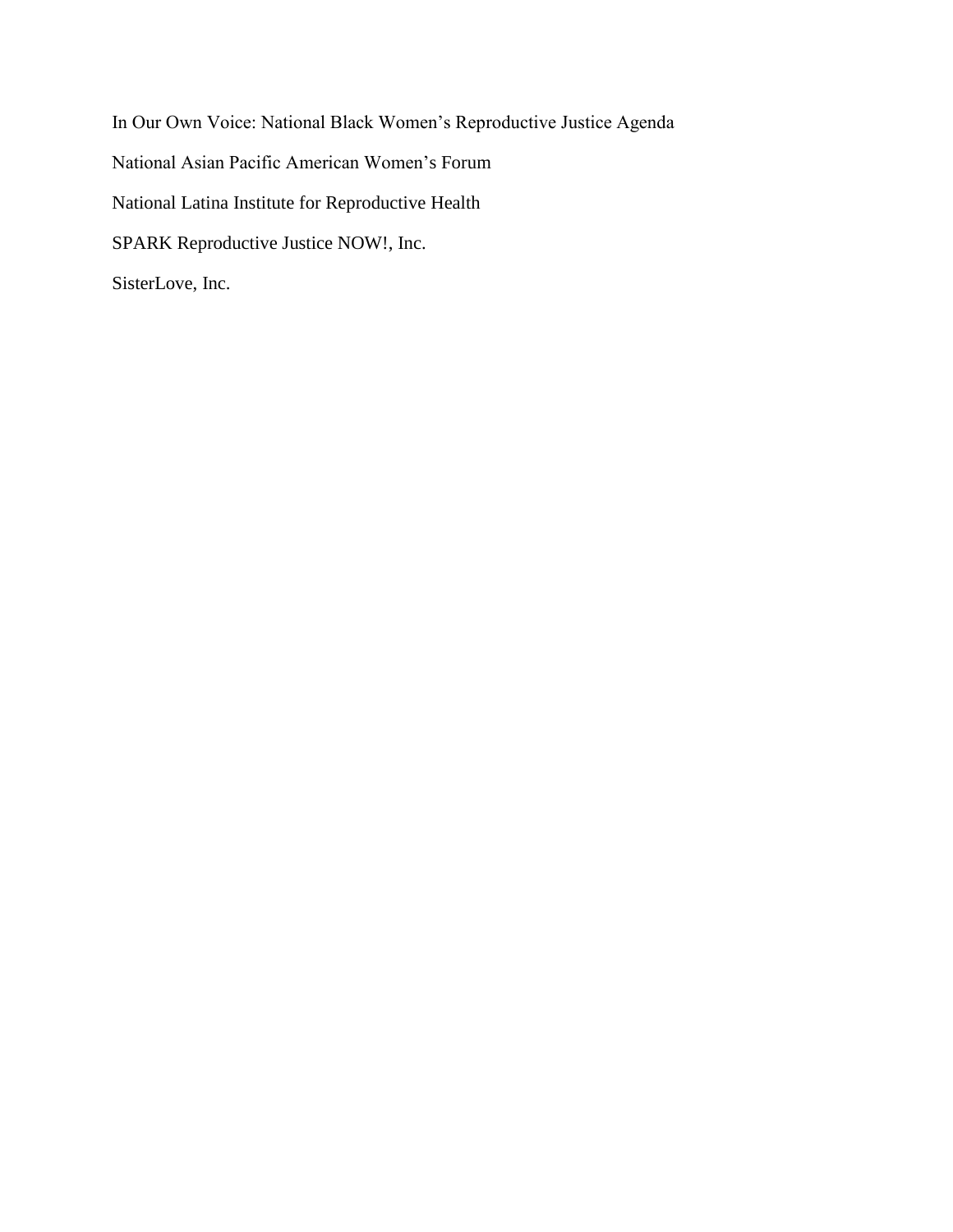In Our Own Voice: National Black Women's Reproductive Justice Agenda

National Asian Pacific American Women's Forum

National Latina Institute for Reproductive Health

SPARK Reproductive Justice NOW!, Inc.

SisterLove, Inc.